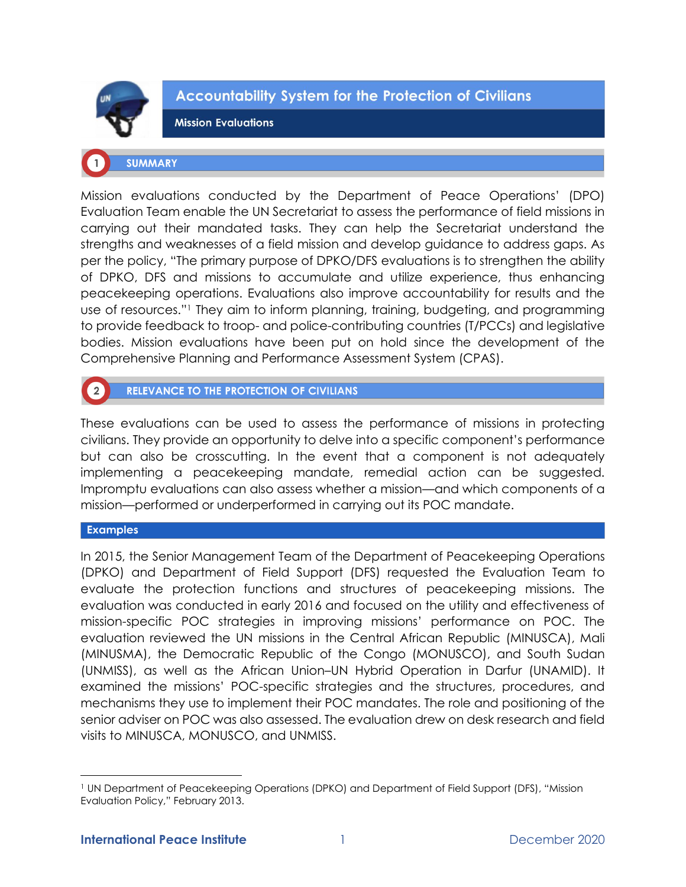# Accountability System for the Protection of Civilians

## Mission Evaluations

## 1 SUMMARY

Mission evaluations conducted by the Department of Peace Operations' (DPO) Evaluation Team enable the UN Secretariat to assess the performance of field missions in carrying out their mandated tasks. They can help the Secretariat understand the strengths and weaknesses of a field mission and develop guidance to address gaps. As per the policy, "The primary purpose of DPKO/DFS evaluations is to strengthen the ability of DPKO, DFS and missions to accumulate and utilize experience, thus enhancing peacekeeping operations. Evaluations also improve accountability for results and the use of resources."[1] They aim to inform planning, training, budgeting, and programming to provide feedback to troop- and police-contributing countries (T/PCCs) and legislative bodies. Mission evaluations have been put on hold since the development of the Comprehensive Planning and Performance Assessment System (CPAS).

## 2 RELEVANCE TO THE PROTECTION OF CIVILIANS

These evaluations can be used to assess the performance of missions in protecting civilians. They provide an opportunity to delve into a specific component's performance but can also be crosscutting. In the event that a component is not adequately implementing a peacekeeping mandate, remedial action can be suggested. Impromptu evaluations can also assess whether a mission—and which components of a mission—performed or underperformed in carrying out its POC mandate.

### Examples

In 2015, the Senior Management Team of the Department of Peacekeeping Operations (DPKO) and Department of Field Support (DFS) requested the Evaluation Team to evaluate the protection functions and structures of peacekeeping missions. The evaluation was conducted in early 2016 and focused on the utility and effectiveness of mission-specific POC strategies in improving missions' performance on POC. The evaluation reviewed the UN missions in the Central African Republic (MINUSCA), Mali (MINUSMA), the Democratic Republic of the Congo (MONUSCO), and South Sudan (UNMISS), as well as the African Union–UN Hybrid Operation in Darfur (UNAMID). It examined the missions' POC-specific strategies and the structures, procedures, and mechanisms they use to implement their POC mandates. The role and positioning of the senior adviser on POC was also assessed. The evaluation drew on desk research and field visits to MINUSCA, MONUSCO, and UNMISS.

[1] UN Department of Peacekeeping Operations (DPKO) and Department of Field Support (DFS), "Mission Evaluation Policy," February 2013.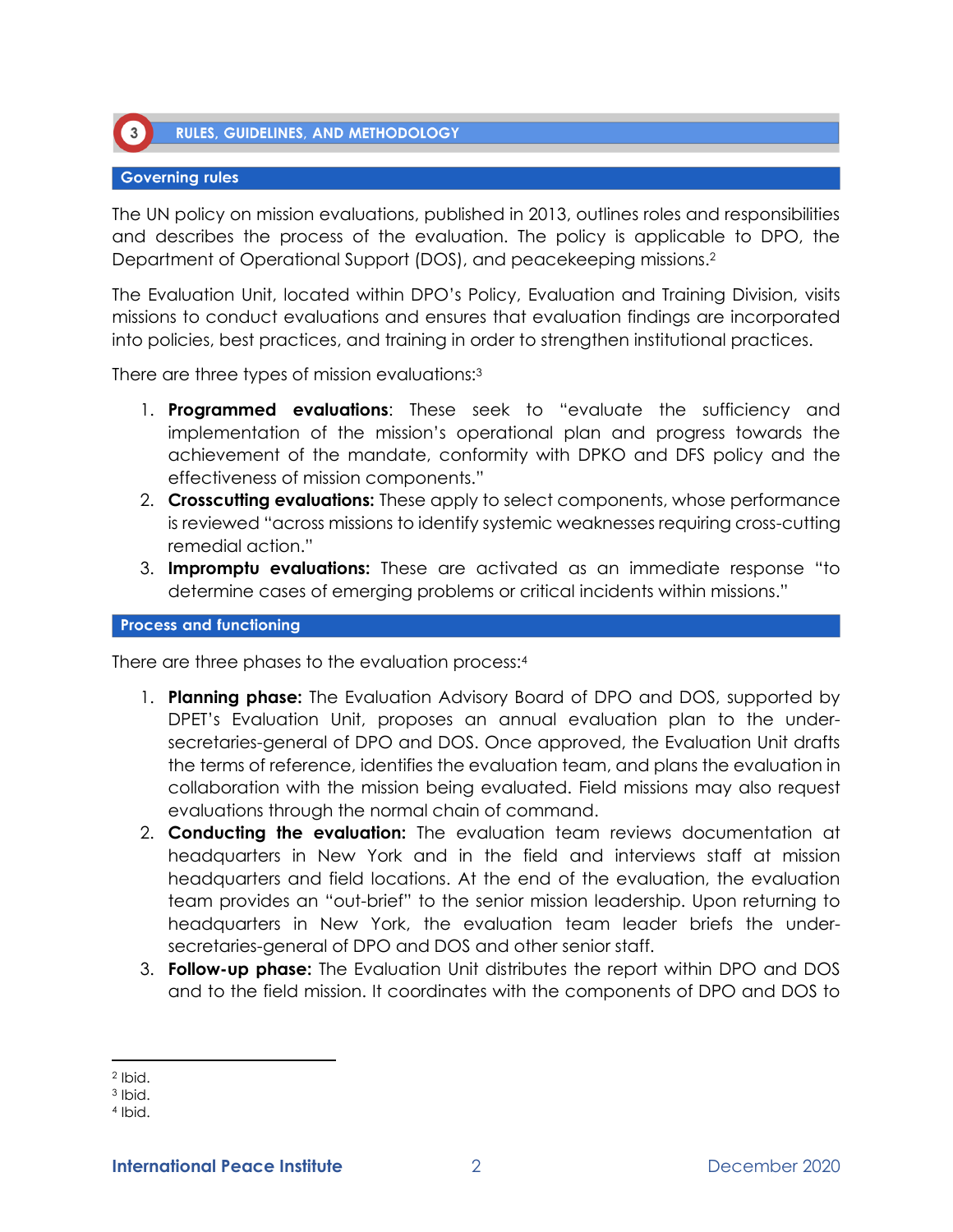## 3 RULES, GUIDELINES, AND METHODOLOGY

### Governing rules

The UN policy on mission evaluations, published in 2013, outlines roles and responsibilities and describes the process of the evaluation. The policy is applicable to DPO, the Department of Operational Support (DOS), and peacekeeping missions.[2]

The Evaluation Unit, located within DPO's Policy, Evaluation and Training Division, visits missions to conduct evaluations and ensures that evaluation findings are incorporated into policies, best practices, and training in order to strengthen institutional practices.

There are three types of mission evaluations:[3]

1. **Programmed evaluations**: These seek to "evaluate the sufficiency and implementation of the mission's operational plan and progress towards the achievement of the mandate, conformity with DPKO and DFS policy and the effectiveness of mission components."
2. **Crosscutting evaluations:** These apply to select components, whose performance is reviewed "across missions to identify systemic weaknesses requiring cross-cutting remedial action."
3. **Impromptu evaluations:** These are activated as an immediate response "to determine cases of emerging problems or critical incidents within missions."

### Process and functioning

There are three phases to the evaluation process:[4]

1. **Planning phase:** The Evaluation Advisory Board of DPO and DOS, supported by DPET's Evaluation Unit, proposes an annual evaluation plan to the under-secretaries-general of DPO and DOS. Once approved, the Evaluation Unit drafts the terms of reference, identifies the evaluation team, and plans the evaluation in collaboration with the mission being evaluated. Field missions may also request evaluations through the normal chain of command.
2. **Conducting the evaluation:** The evaluation team reviews documentation at headquarters in New York and in the field and interviews staff at mission headquarters and field locations. At the end of the evaluation, the evaluation team provides an "out-brief" to the senior mission leadership. Upon returning to headquarters in New York, the evaluation team leader briefs the under-secretaries-general of DPO and DOS and other senior staff.
3. **Follow-up phase:** The Evaluation Unit distributes the report within DPO and DOS and to the field mission. It coordinates with the components of DPO and DOS to

[2] Ibid.
[3] Ibid.
[4] Ibid.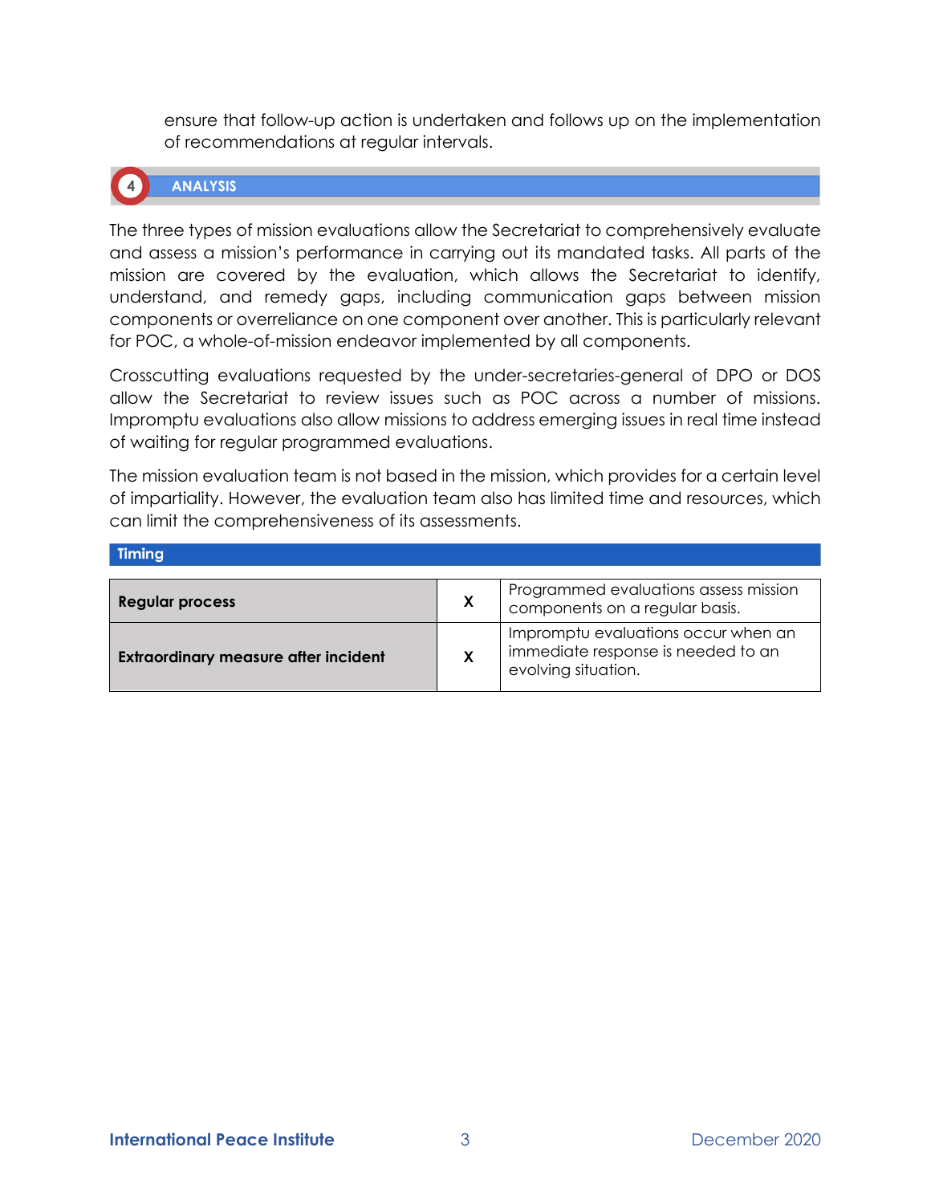ensure that follow-up action is undertaken and follows up on the implementation of recommendations at regular intervals.

## 4 ANALYSIS

The three types of mission evaluations allow the Secretariat to comprehensively evaluate and assess a mission's performance in carrying out its mandated tasks. All parts of the mission are covered by the evaluation, which allows the Secretariat to identify, understand, and remedy gaps, including communication gaps between mission components or overreliance on one component over another. This is particularly relevant for POC, a whole-of-mission endeavor implemented by all components.

Crosscutting evaluations requested by the under-secretaries-general of DPO or DOS allow the Secretariat to review issues such as POC across a number of missions. Impromptu evaluations also allow missions to address emerging issues in real time instead of waiting for regular programmed evaluations.

The mission evaluation team is not based in the mission, which provides for a certain level of impartiality. However, the evaluation team also has limited time and resources, which can limit the comprehensiveness of its assessments.

### Timing

| | | |
|---|---|---|
| **Regular process** | X | Programmed evaluations assess mission components on a regular basis. |
| **Extraordinary measure after incident** | X | Impromptu evaluations occur when an immediate response is needed to an evolving situation. |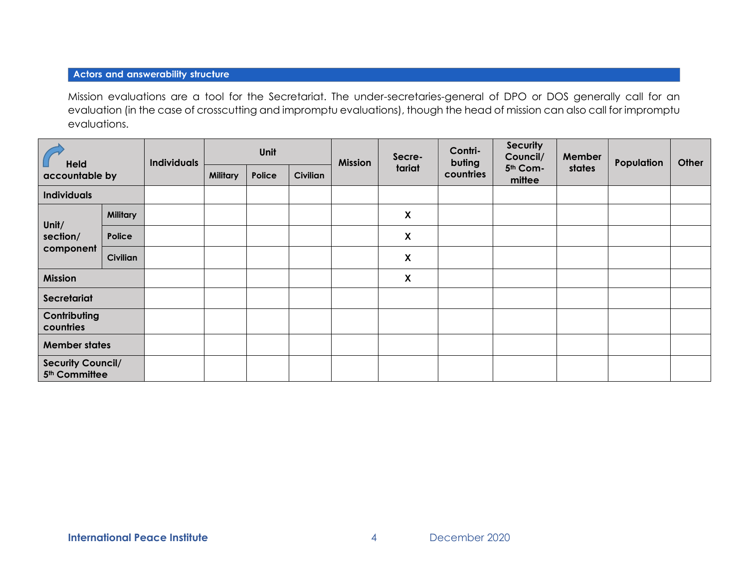## Actors and answerability structure

Mission evaluations are a tool for the Secretariat. The under-secretaries-general of DPO or DOS generally call for an evaluation (in the case of crosscutting and impromptu evaluations), though the head of mission can also call for impromptu evaluations.

| Held accountable by | | Individuals | Unit | | | Mission | Secre-tariat | Contri-buting countries | Security Council/ 5th Com-mittee | Member states | Population | Other |
|---|---|---|---|---|---|---|---|---|---|---|---|---|
| | | | Military | Police | Civilian | | | | | | | |
| Individuals | | | | | | | | | | | | |
| Unit/ section/ component | Military | | | | | | X | | | | | |
| | Police | | | | | | X | | | | | |
| | Civilian | | | | | | X | | | | | |
| Mission | | | | | | | X | | | | | |
| Secretariat | | | | | | | | | | | | |
| Contributing countries | | | | | | | | | | | | |
| Member states | | | | | | | | | | | | |
| Security Council/ 5th Committee | | | | | | | | | | | | |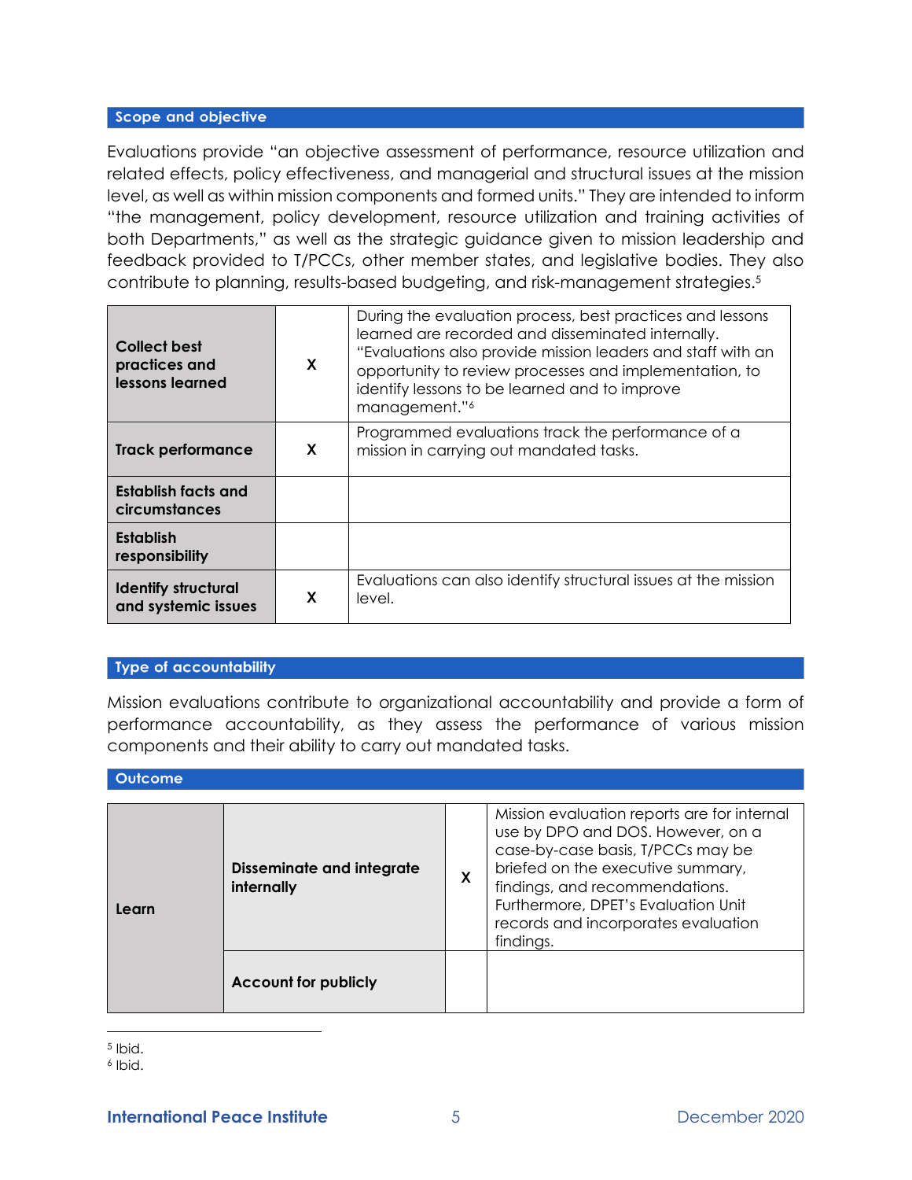## Scope and objective

Evaluations provide "an objective assessment of performance, resource utilization and related effects, policy effectiveness, and managerial and structural issues at the mission level, as well as within mission components and formed units." They are intended to inform "the management, policy development, resource utilization and training activities of both Departments," as well as the strategic guidance given to mission leadership and feedback provided to T/PCCs, other member states, and legislative bodies. They also contribute to planning, results-based budgeting, and risk-management strategies.[5]

| | | |
|---|---|---|
| **Collect best practices and lessons learned** | X | During the evaluation process, best practices and lessons learned are recorded and disseminated internally. "Evaluations also provide mission leaders and staff with an opportunity to review processes and implementation, to identify lessons to be learned and to improve management."[6] |
| **Track performance** | X | Programmed evaluations track the performance of a mission in carrying out mandated tasks. |
| **Establish facts and circumstances** | | |
| **Establish responsibility** | | |
| **Identify structural and systemic issues** | X | Evaluations can also identify structural issues at the mission level. |

## Type of accountability

Mission evaluations contribute to organizational accountability and provide a form of performance accountability, as they assess the performance of various mission components and their ability to carry out mandated tasks.

## Outcome

| | | | |
|---|---|---|---|
| **Learn** | **Disseminate and integrate internally** | X | Mission evaluation reports are for internal use by DPO and DOS. However, on a case-by-case basis, T/PCCs may be briefed on the executive summary, findings, and recommendations. Furthermore, DPET's Evaluation Unit records and incorporates evaluation findings. |
| | **Account for publicly** | | |

[5] Ibid.

[6] Ibid.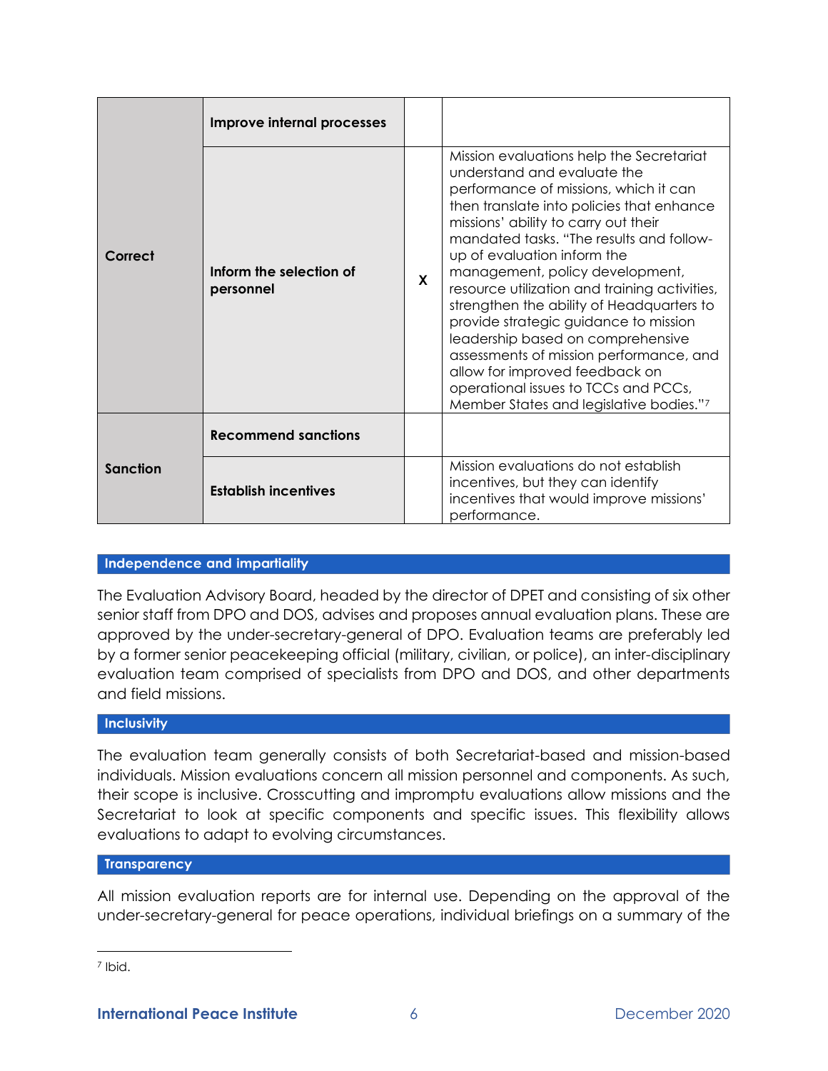| | | | |
|---|---|---|---|
| **Correct** | **Improve internal processes** | | |
| | **Inform the selection of personnel** | **X** | Mission evaluations help the Secretariat understand and evaluate the performance of missions, which it can then translate into policies that enhance missions' ability to carry out their mandated tasks. "The results and follow-up of evaluation inform the management, policy development, resource utilization and training activities, strengthen the ability of Headquarters to provide strategic guidance to mission leadership based on comprehensive assessments of mission performance, and allow for improved feedback on operational issues to TCCs and PCCs, Member States and legislative bodies."[7] |
| **Sanction** | **Recommend sanctions** | | |
| | **Establish incentives** | | Mission evaluations do not establish incentives, but they can identify incentives that would improve missions' performance. |

## Independence and impartiality

The Evaluation Advisory Board, headed by the director of DPET and consisting of six other senior staff from DPO and DOS, advises and proposes annual evaluation plans. These are approved by the under-secretary-general of DPO. Evaluation teams are preferably led by a former senior peacekeeping official (military, civilian, or police), an inter-disciplinary evaluation team comprised of specialists from DPO and DOS, and other departments and field missions.

## Inclusivity

The evaluation team generally consists of both Secretariat-based and mission-based individuals. Mission evaluations concern all mission personnel and components. As such, their scope is inclusive. Crosscutting and impromptu evaluations allow missions and the Secretariat to look at specific components and specific issues. This flexibility allows evaluations to adapt to evolving circumstances.

## Transparency

All mission evaluation reports are for internal use. Depending on the approval of the under-secretary-general for peace operations, individual briefings on a summary of the

[7] Ibid.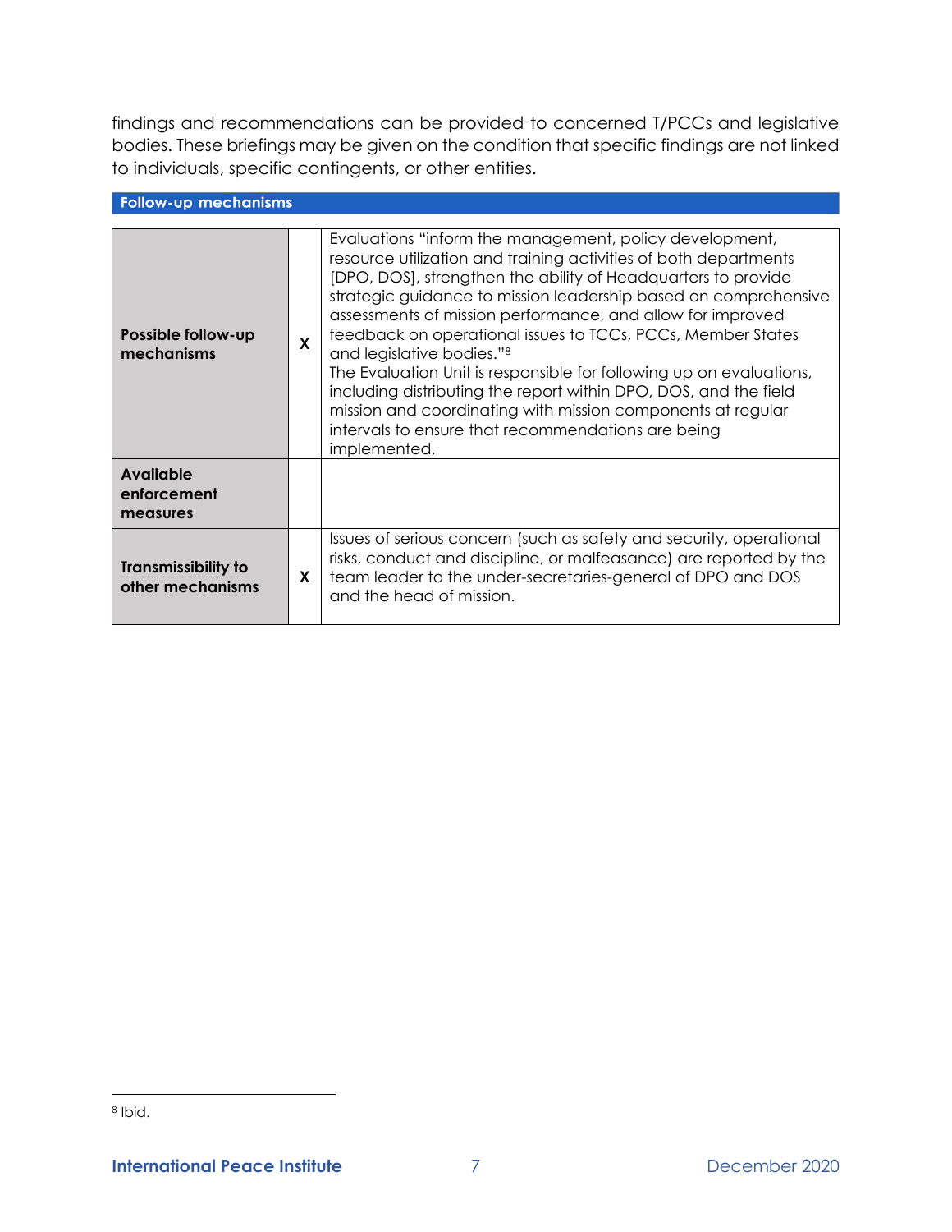findings and recommendations can be provided to concerned T/PCCs and legislative bodies. These briefings may be given on the condition that specific findings are not linked to individuals, specific contingents, or other entities.

**Follow-up mechanisms**

| | | |
|---|---|---|
| **Possible follow-up mechanisms** | X | Evaluations "inform the management, policy development, resource utilization and training activities of both departments [DPO, DOS], strengthen the ability of Headquarters to provide strategic guidance to mission leadership based on comprehensive assessments of mission performance, and allow for improved feedback on operational issues to TCCs, PCCs, Member States and legislative bodies."[8] The Evaluation Unit is responsible for following up on evaluations, including distributing the report within DPO, DOS, and the field mission and coordinating with mission components at regular intervals to ensure that recommendations are being implemented. |
| **Available enforcement measures** | | |
| **Transmissibility to other mechanisms** | X | Issues of serious concern (such as safety and security, operational risks, conduct and discipline, or malfeasance) are reported by the team leader to the under-secretaries-general of DPO and DOS and the head of mission. |

[8] Ibid.